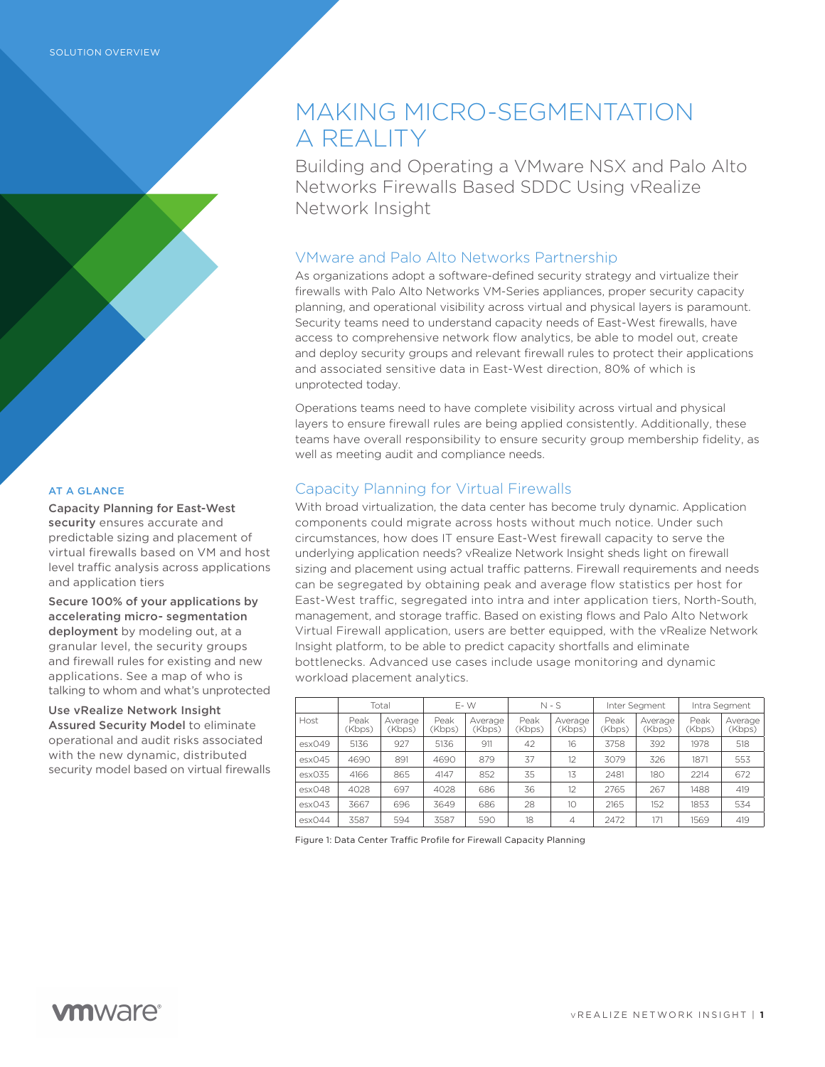SOLUTION OVERVIEW

# MAKING MICRO-SEGMENTATION A REALITY

Building and Operating a VMware NSX and Palo Alto Networks Firewalls Based SDDC Using vRealize Network Insight

## VMware and Palo Alto Networks Partnership

As organizations adopt a software-defined security strategy and virtualize their firewalls with Palo Alto Networks VM-Series appliances, proper security capacity planning, and operational visibility across virtual and physical layers is paramount. Security teams need to understand capacity needs of East-West firewalls, have access to comprehensive network flow analytics, be able to model out, create and deploy security groups and relevant firewall rules to protect their applications and associated sensitive data in East-West direction, 80% of which is unprotected today.

Operations teams need to have complete visibility across virtual and physical layers to ensure firewall rules are being applied consistently. Additionally, these teams have overall responsibility to ensure security group membership fidelity, as well as meeting audit and compliance needs.

## Capacity Planning for Virtual Firewalls

With broad virtualization, the data center has become truly dynamic. Application components could migrate across hosts without much notice. Under such circumstances, how does IT ensure East-West firewall capacity to serve the underlying application needs? vRealize Network Insight sheds light on firewall sizing and placement using actual traffic patterns. Firewall requirements and needs can be segregated by obtaining peak and average flow statistics per host for East-West traffic, segregated into intra and inter application tiers, North-South, management, and storage traffic. Based on existing flows and Palo Alto Network Virtual Firewall application, users are better equipped, with the vRealize Network Insight platform, to be able to predict capacity shortfalls and eliminate bottlenecks. Advanced use cases include usage monitoring and dynamic workload placement analytics.

| | Total | | E- W | | N - S | | Inter Segment | | Intra Segment | |
|---|---|---|---|---|---|---|---|---|---|---|
| Host | Peak (Kbps) | Average (Kbps) | Peak (Kbps) | Average (Kbps) | Peak (Kbps) | Average (Kbps) | Peak (Kbps) | Average (Kbps) | Peak (Kbps) | Average (Kbps) |
| esx049 | 5136 | 927 | 5136 | 911 | 42 | 16 | 3758 | 392 | 1978 | 518 |
| esx045 | 4690 | 891 | 4690 | 879 | 37 | 12 | 3079 | 326 | 1871 | 553 |
| esx035 | 4166 | 865 | 4147 | 852 | 35 | 13 | 2481 | 180 | 2214 | 672 |
| esx048 | 4028 | 697 | 4028 | 686 | 36 | 12 | 2765 | 267 | 1488 | 419 |
| esx043 | 3667 | 696 | 3649 | 686 | 28 | 10 | 2165 | 152 | 1853 | 534 |
| esx044 | 3587 | 594 | 3587 | 590 | 18 | 4 | 2472 | 171 | 1569 | 419 |

Figure 1: Data Center Traffic Profile for Firewall Capacity Planning

### AT A GLANCE

**Capacity Planning for East-West security** ensures accurate and predictable sizing and placement of virtual firewalls based on VM and host level traffic analysis across applications and application tiers

**Secure 100% of your applications by accelerating micro- segmentation deployment** by modeling out, at a granular level, the security groups and firewall rules for existing and new applications. See a map of who is talking to whom and what's unprotected

**Use vRealize Network Insight Assured Security Model** to eliminate operational and audit risks associated with the new dynamic, distributed security model based on virtual firewalls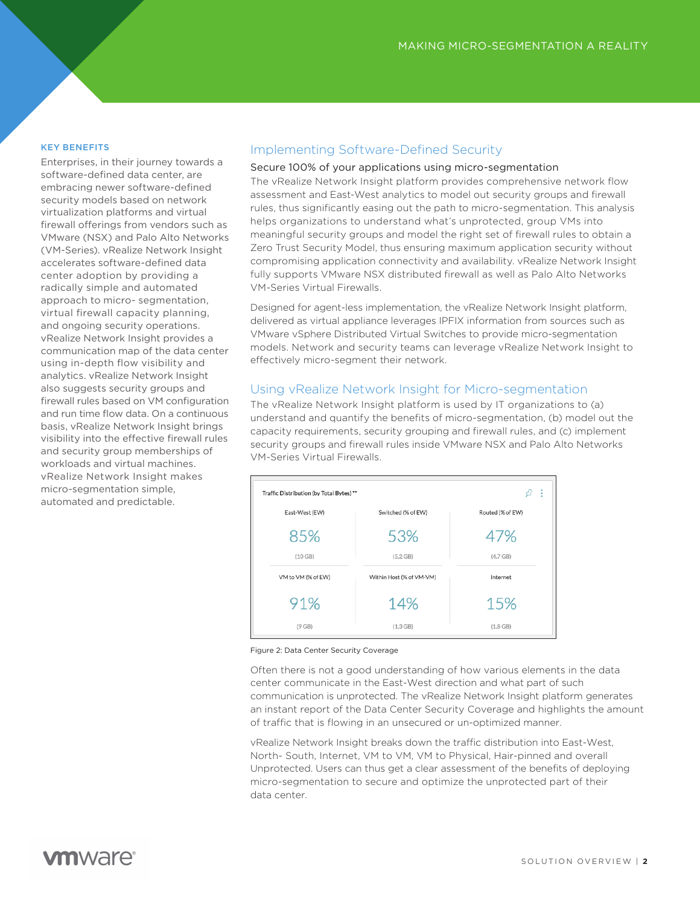**KEY BENEFITS**

Enterprises, in their journey towards a software-defined data center, are embracing newer software-defined security models based on network virtualization platforms and virtual firewall offerings from vendors such as VMware (NSX) and Palo Alto Networks (VM-Series). vRealize Network Insight accelerates software-defined data center adoption by providing a radically simple and automated approach to micro- segmentation, virtual firewall capacity planning, and ongoing security operations. vRealize Network Insight provides a communication map of the data center using in-depth flow visibility and analytics. vRealize Network Insight also suggests security groups and firewall rules based on VM configuration and run time flow data. On a continuous basis, vRealize Network Insight brings visibility into the effective firewall rules and security group memberships of workloads and virtual machines. vRealize Network Insight makes micro-segmentation simple, automated and predictable.

## Implementing Software-Defined Security

### Secure 100% of your applications using micro-segmentation

The vRealize Network Insight platform provides comprehensive network flow assessment and East-West analytics to model out security groups and firewall rules, thus significantly easing out the path to micro-segmentation. This analysis helps organizations to understand what's unprotected, group VMs into meaningful security groups and model the right set of firewall rules to obtain a Zero Trust Security Model, thus ensuring maximum application security without compromising application connectivity and availability. vRealize Network Insight fully supports VMware NSX distributed firewall as well as Palo Alto Networks VM-Series Virtual Firewalls.

Designed for agent-less implementation, the vRealize Network Insight platform, delivered as virtual appliance leverages IPFIX information from sources such as VMware vSphere Distributed Virtual Switches to provide micro-segmentation models. Network and security teams can leverage vRealize Network Insight to effectively micro-segment their network.

## Using vRealize Network Insight for Micro-segmentation

The vRealize Network Insight platform is used by IT organizations to (a) understand and quantify the benefits of micro-segmentation, (b) model out the capacity requirements, security grouping and firewall rules, and (c) implement security groups and firewall rules inside VMware NSX and Palo Alto Networks VM-Series Virtual Firewalls.

**Traffic Distribution (by Total Bytes) ****

| East-West (EW) | Switched (% of EW) | Routed (% of EW) |
|---|---|---|
| 85% (10 GB) | 53% (5.2 GB) | 47% (4.7 GB) |
| **VM to VM (% of EW)** | **Within Host (% of VM-VM)** | **Internet** |
| 91% (9 GB) | 14% (1.3 GB) | 15% (1.8 GB) |

Figure 2: Data Center Security Coverage

Often there is not a good understanding of how various elements in the data center communicate in the East-West direction and what part of such communication is unprotected. The vRealize Network Insight platform generates an instant report of the Data Center Security Coverage and highlights the amount of traffic that is flowing in an unsecured or un-optimized manner.

vRealize Network Insight breaks down the traffic distribution into East-West, North- South, Internet, VM to VM, VM to Physical, Hair-pinned and overall Unprotected. Users can thus get a clear assessment of the benefits of deploying micro-segmentation to secure and optimize the unprotected part of their data center.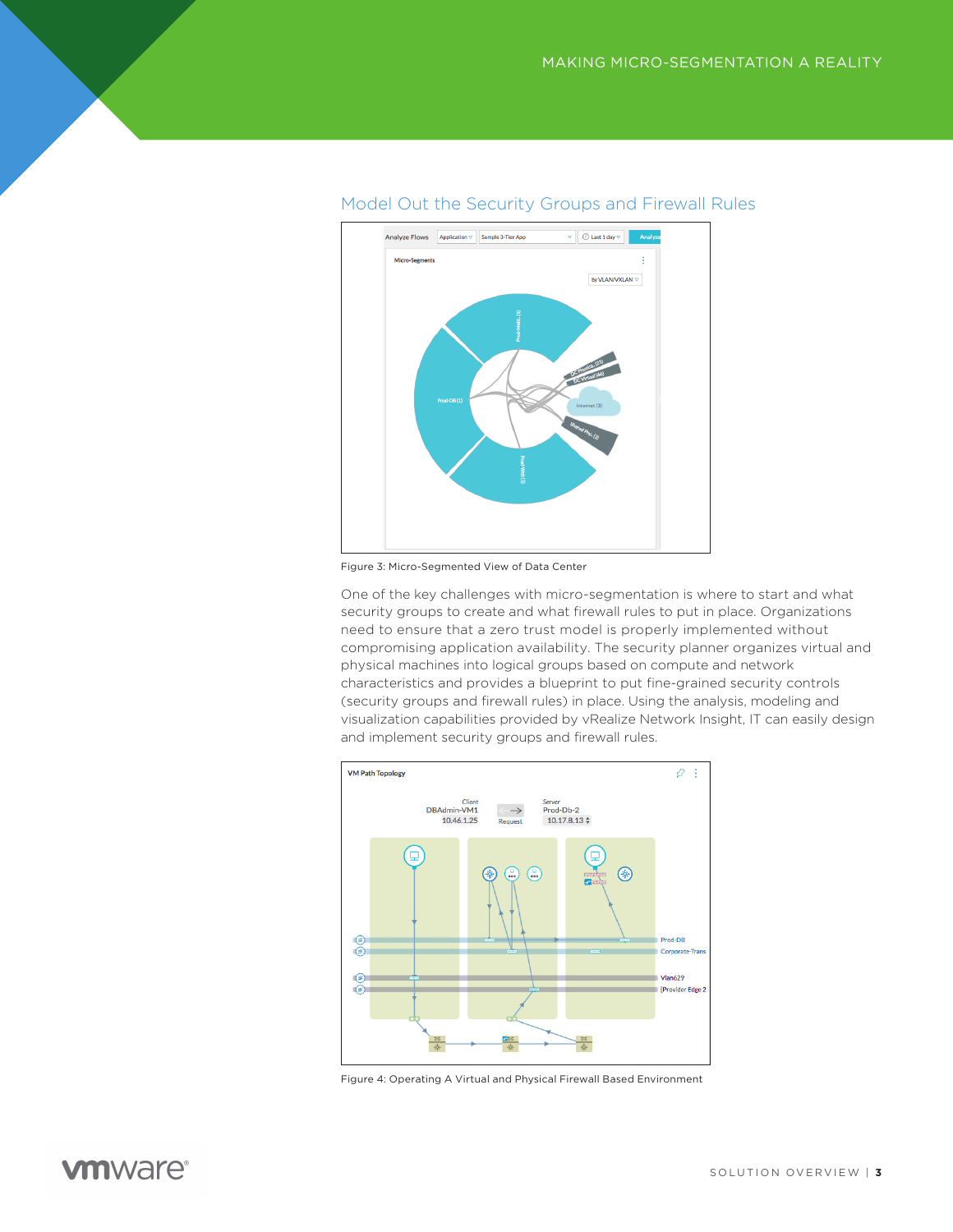## Model Out the Security Groups and Firewall Rules

Figure 3: Micro-Segmented View of Data Center

One of the key challenges with micro-segmentation is where to start and what security groups to create and what firewall rules to put in place. Organizations need to ensure that a zero trust model is properly implemented without compromising application availability. The security planner organizes virtual and physical machines into logical groups based on compute and network characteristics and provides a blueprint to put fine-grained security controls (security groups and firewall rules) in place. Using the analysis, modeling and visualization capabilities provided by vRealize Network Insight, IT can easily design and implement security groups and firewall rules.

Figure 4: Operating A Virtual and Physical Firewall Based Environment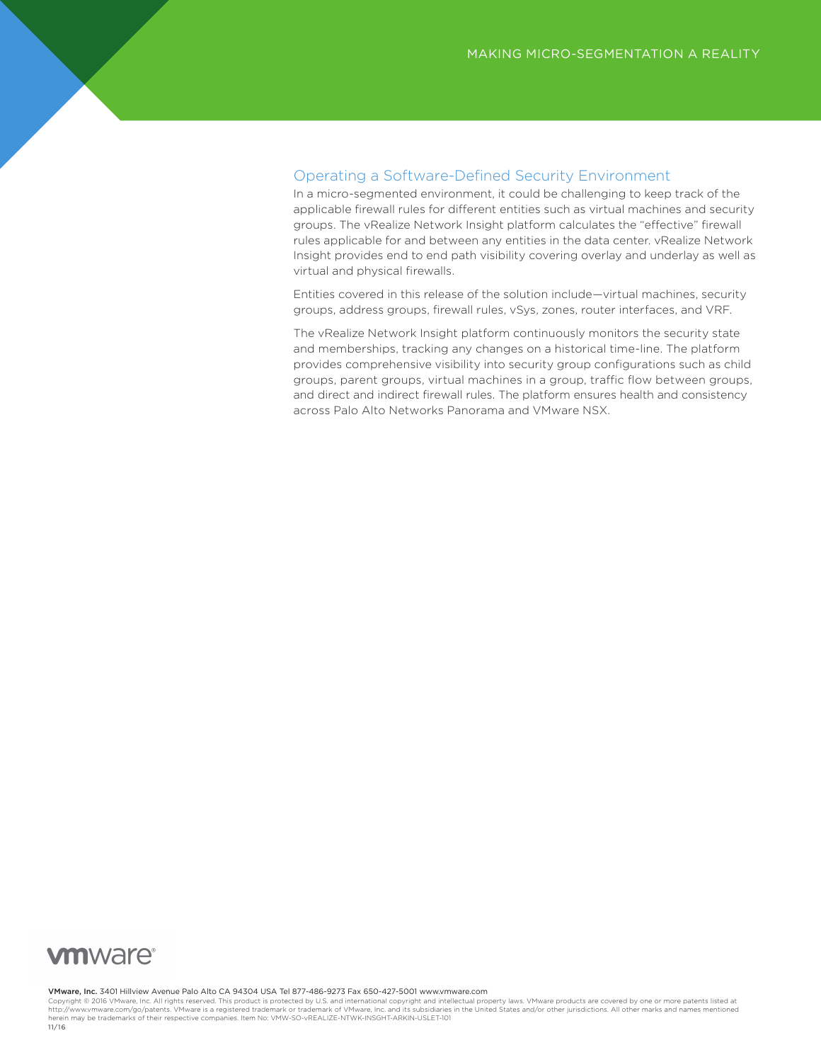## Operating a Software-Defined Security Environment

In a micro-segmented environment, it could be challenging to keep track of the applicable firewall rules for different entities such as virtual machines and security groups. The vRealize Network Insight platform calculates the "effective" firewall rules applicable for and between any entities in the data center. vRealize Network Insight provides end to end path visibility covering overlay and underlay as well as virtual and physical firewalls.

Entities covered in this release of the solution include—virtual machines, security groups, address groups, firewall rules, vSys, zones, router interfaces, and VRF.

The vRealize Network Insight platform continuously monitors the security state and memberships, tracking any changes on a historical time-line. The platform provides comprehensive visibility into security group configurations such as child groups, parent groups, virtual machines in a group, traffic flow between groups, and direct and indirect firewall rules. The platform ensures health and consistency across Palo Alto Networks Panorama and VMware NSX.

**VMware, Inc.** 3401 Hillview Avenue Palo Alto CA 94304 USA Tel 877-486-9273 Fax 650-427-5001 www.vmware.com
Copyright © 2016 VMware, Inc. All rights reserved. This product is protected by U.S. and international copyright and intellectual property laws. VMware products are covered by one or more patents listed at http://www.vmware.com/go/patents. VMware is a registered trademark or trademark of VMware, Inc. and its subsidiaries in the United States and/or other jurisdictions. All other marks and names mentioned herein may be trademarks of their respective companies. Item No: VMW-SO-vREALIZE-NTWK-INSGHT-ARKIN-USLET-101
11/16